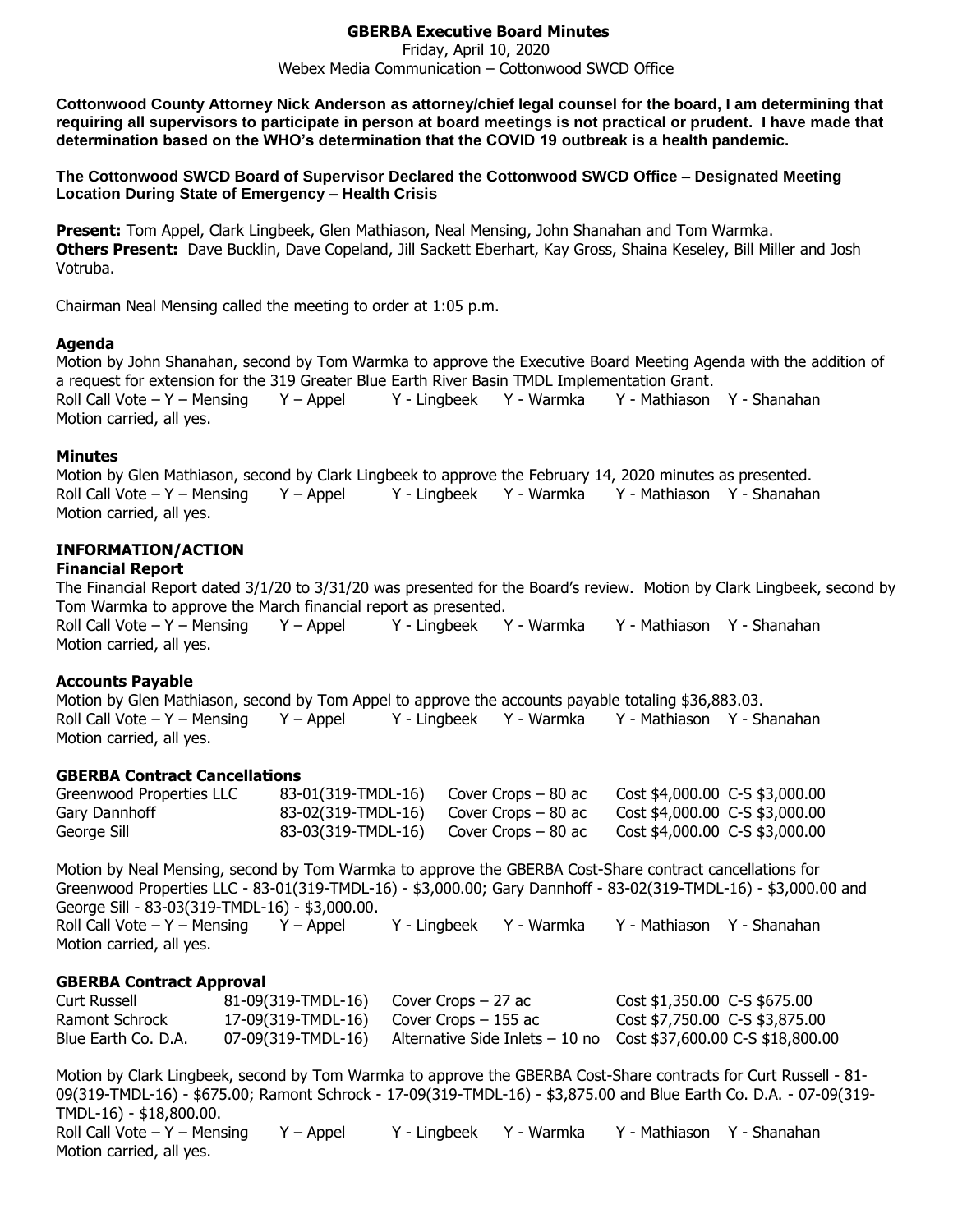# GBERBA Executive Board Minutes

Friday, April 10, 2020
Webex Media Communication – Cottonwood SWCD Office

**Cottonwood County Attorney Nick Anderson as attorney/chief legal counsel for the board, I am determining that requiring all supervisors to participate in person at board meetings is not practical or prudent. I have made that determination based on the WHO's determination that the COVID 19 outbreak is a health pandemic.**

**The Cottonwood SWCD Board of Supervisor Declared the Cottonwood SWCD Office – Designated Meeting Location During State of Emergency – Health Crisis**

**Present:** Tom Appel, Clark Lingbeek, Glen Mathiason, Neal Mensing, John Shanahan and Tom Warmka.
**Others Present:** Dave Bucklin, Dave Copeland, Jill Sackett Eberhart, Kay Gross, Shaina Keseley, Bill Miller and Josh Votruba.

Chairman Neal Mensing called the meeting to order at 1:05 p.m.

### Agenda

Motion by John Shanahan, second by Tom Warmka to approve the Executive Board Meeting Agenda with the addition of a request for extension for the 319 Greater Blue Earth River Basin TMDL Implementation Grant.
Roll Call Vote – Y – Mensing Y – Appel Y - Lingbeek Y - Warmka Y - Mathiason Y - Shanahan
Motion carried, all yes.

### Minutes

Motion by Glen Mathiason, second by Clark Lingbeek to approve the February 14, 2020 minutes as presented.
Roll Call Vote – Y – Mensing Y – Appel Y - Lingbeek Y - Warmka Y - Mathiason Y - Shanahan
Motion carried, all yes.

## INFORMATION/ACTION

### Financial Report

The Financial Report dated 3/1/20 to 3/31/20 was presented for the Board's review. Motion by Clark Lingbeek, second by Tom Warmka to approve the March financial report as presented.
Roll Call Vote – Y – Mensing Y – Appel Y - Lingbeek Y - Warmka Y - Mathiason Y - Shanahan
Motion carried, all yes.

### Accounts Payable

Motion by Glen Mathiason, second by Tom Appel to approve the accounts payable totaling $36,883.03.
Roll Call Vote – Y – Mensing Y – Appel Y - Lingbeek Y - Warmka Y - Mathiason Y - Shanahan
Motion carried, all yes.

### GBERBA Contract Cancellations

| | | | |
|---|---|---|---|
| Greenwood Properties LLC | 83-01(319-TMDL-16) | Cover Crops – 80 ac | Cost $4,000.00 C-S $3,000.00 |
| Gary Dannhoff | 83-02(319-TMDL-16) | Cover Crops – 80 ac | Cost $4,000.00 C-S $3,000.00 |
| George Sill | 83-03(319-TMDL-16) | Cover Crops – 80 ac | Cost $4,000.00 C-S $3,000.00 |

Motion by Neal Mensing, second by Tom Warmka to approve the GBERBA Cost-Share contract cancellations for Greenwood Properties LLC - 83-01(319-TMDL-16) - $3,000.00; Gary Dannhoff - 83-02(319-TMDL-16) - $3,000.00 and George Sill - 83-03(319-TMDL-16) - $3,000.00.
Roll Call Vote – Y – Mensing Y – Appel Y - Lingbeek Y - Warmka Y - Mathiason Y - Shanahan
Motion carried, all yes.

### GBERBA Contract Approval

| | | | |
|---|---|---|---|
| Curt Russell | 81-09(319-TMDL-16) | Cover Crops – 27 ac | Cost $1,350.00 C-S $675.00 |
| Ramont Schrock | 17-09(319-TMDL-16) | Cover Crops – 155 ac | Cost $7,750.00 C-S $3,875.00 |
| Blue Earth Co. D.A. | 07-09(319-TMDL-16) | Alternative Side Inlets – 10 no | Cost $37,600.00 C-S $18,800.00 |

Motion by Clark Lingbeek, second by Tom Warmka to approve the GBERBA Cost-Share contracts for Curt Russell - 81-09(319-TMDL-16) - $675.00; Ramont Schrock - 17-09(319-TMDL-16) - $3,875.00 and Blue Earth Co. D.A. - 07-09(319-TMDL-16) - $18,800.00.
Roll Call Vote – Y – Mensing Y – Appel Y - Lingbeek Y - Warmka Y - Mathiason Y - Shanahan
Motion carried, all yes.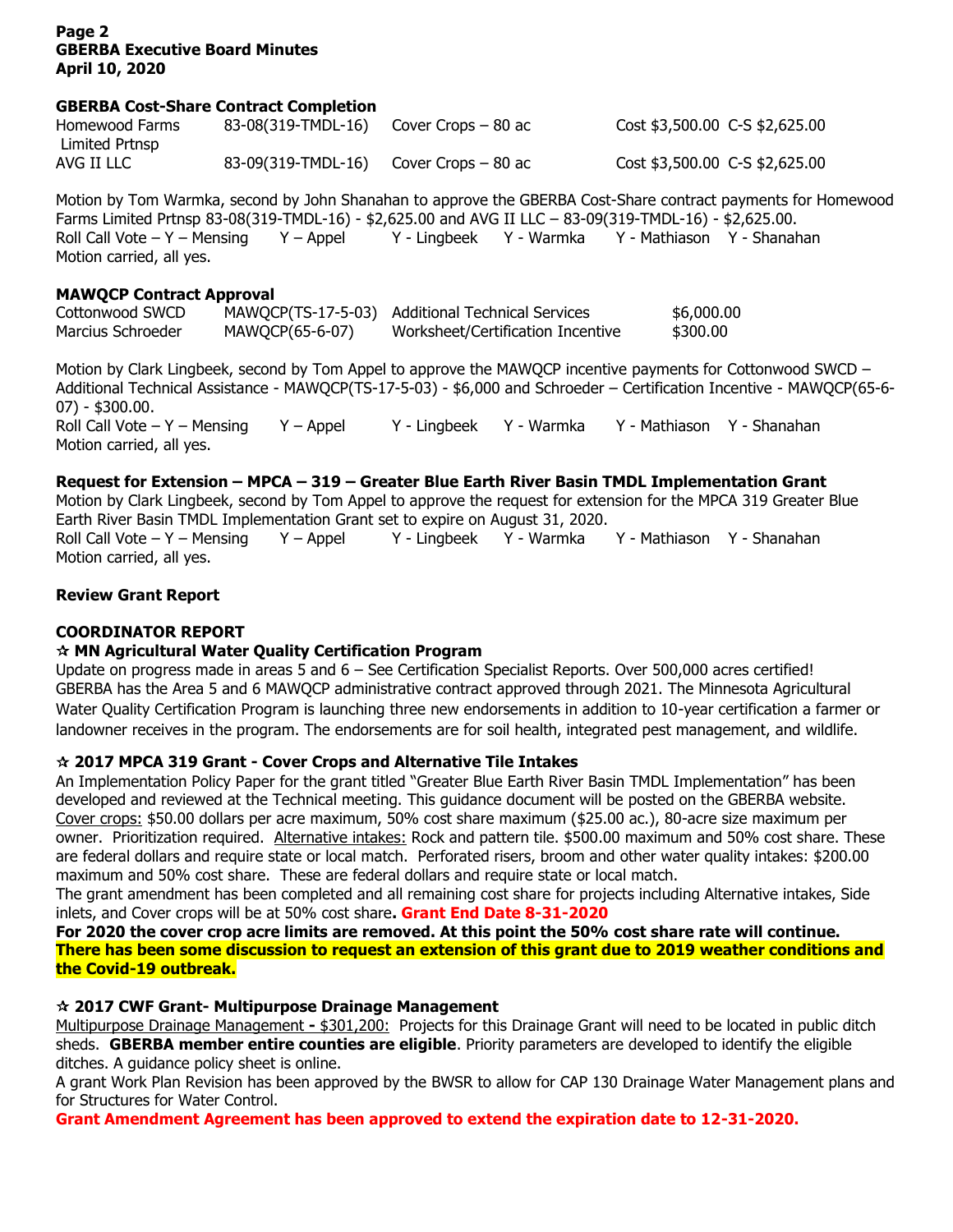### GBERBA Cost-Share Contract Completion

| | | | | |
|---|---|---|---|---|
| Homewood Farms Limited Prtnsp | 83-08(319-TMDL-16) | Cover Crops – 80 ac | Cost $3,500.00 | C-S $2,625.00 |
| AVG II LLC | 83-09(319-TMDL-16) | Cover Crops – 80 ac | Cost $3,500.00 | C-S $2,625.00 |

Motion by Tom Warmka, second by John Shanahan to approve the GBERBA Cost-Share contract payments for Homewood Farms Limited Prtnsp 83-08(319-TMDL-16) - $2,625.00 and AVG II LLC – 83-09(319-TMDL-16) - $2,625.00.
Roll Call Vote – Y – Mensing Y – Appel Y - Lingbeek Y - Warmka Y - Mathiason Y - Shanahan
Motion carried, all yes.

### MAWQCP Contract Approval

| | | | |
|---|---|---|---|
| Cottonwood SWCD | MAWQCP(TS-17-5-03) | Additional Technical Services | $6,000.00 |
| Marcius Schroeder | MAWQCP(65-6-07) | Worksheet/Certification Incentive | $300.00 |

Motion by Clark Lingbeek, second by Tom Appel to approve the MAWQCP incentive payments for Cottonwood SWCD – Additional Technical Assistance - MAWQCP(TS-17-5-03) - $6,000 and Schroeder – Certification Incentive - MAWQCP(65-6-07) - $300.00.
Roll Call Vote – Y – Mensing Y – Appel Y - Lingbeek Y - Warmka Y - Mathiason Y - Shanahan
Motion carried, all yes.

### Request for Extension – MPCA – 319 – Greater Blue Earth River Basin TMDL Implementation Grant

Motion by Clark Lingbeek, second by Tom Appel to approve the request for extension for the MPCA 319 Greater Blue Earth River Basin TMDL Implementation Grant set to expire on August 31, 2020.
Roll Call Vote – Y – Mensing Y – Appel Y - Lingbeek Y - Warmka Y - Mathiason Y - Shanahan
Motion carried, all yes.

### Review Grant Report

### COORDINATOR REPORT

**☆ MN Agricultural Water Quality Certification Program**

Update on progress made in areas 5 and 6 – See Certification Specialist Reports. Over 500,000 acres certified! GBERBA has the Area 5 and 6 MAWQCP administrative contract approved through 2021. The Minnesota Agricultural Water Quality Certification Program is launching three new endorsements in addition to 10-year certification a farmer or landowner receives in the program. The endorsements are for soil health, integrated pest management, and wildlife.

**☆ 2017 MPCA 319 Grant - Cover Crops and Alternative Tile Intakes**

An Implementation Policy Paper for the grant titled "Greater Blue Earth River Basin TMDL Implementation" has been developed and reviewed at the Technical meeting. This guidance document will be posted on the GBERBA website. Cover crops: $50.00 dollars per acre maximum, 50% cost share maximum ($25.00 ac.), 80-acre size maximum per owner. Prioritization required. Alternative intakes: Rock and pattern tile. $500.00 maximum and 50% cost share. These are federal dollars and require state or local match. Perforated risers, broom and other water quality intakes: $200.00 maximum and 50% cost share. These are federal dollars and require state or local match.
The grant amendment has been completed and all remaining cost share for projects including Alternative intakes, Side inlets, and Cover crops will be at 50% cost share**. Grant End Date 8-31-2020**
**For 2020 the cover crop acre limits are removed. At this point the 50% cost share rate will continue.**
**There has been some discussion to request an extension of this grant due to 2019 weather conditions and the Covid-19 outbreak.**

**☆ 2017 CWF Grant- Multipurpose Drainage Management**

Multipurpose Drainage Management **-** $301,200: Projects for this Drainage Grant will need to be located in public ditch sheds. **GBERBA member entire counties are eligible**. Priority parameters are developed to identify the eligible ditches. A guidance policy sheet is online.
A grant Work Plan Revision has been approved by the BWSR to allow for CAP 130 Drainage Water Management plans and for Structures for Water Control.
**Grant Amendment Agreement has been approved to extend the expiration date to 12-31-2020.**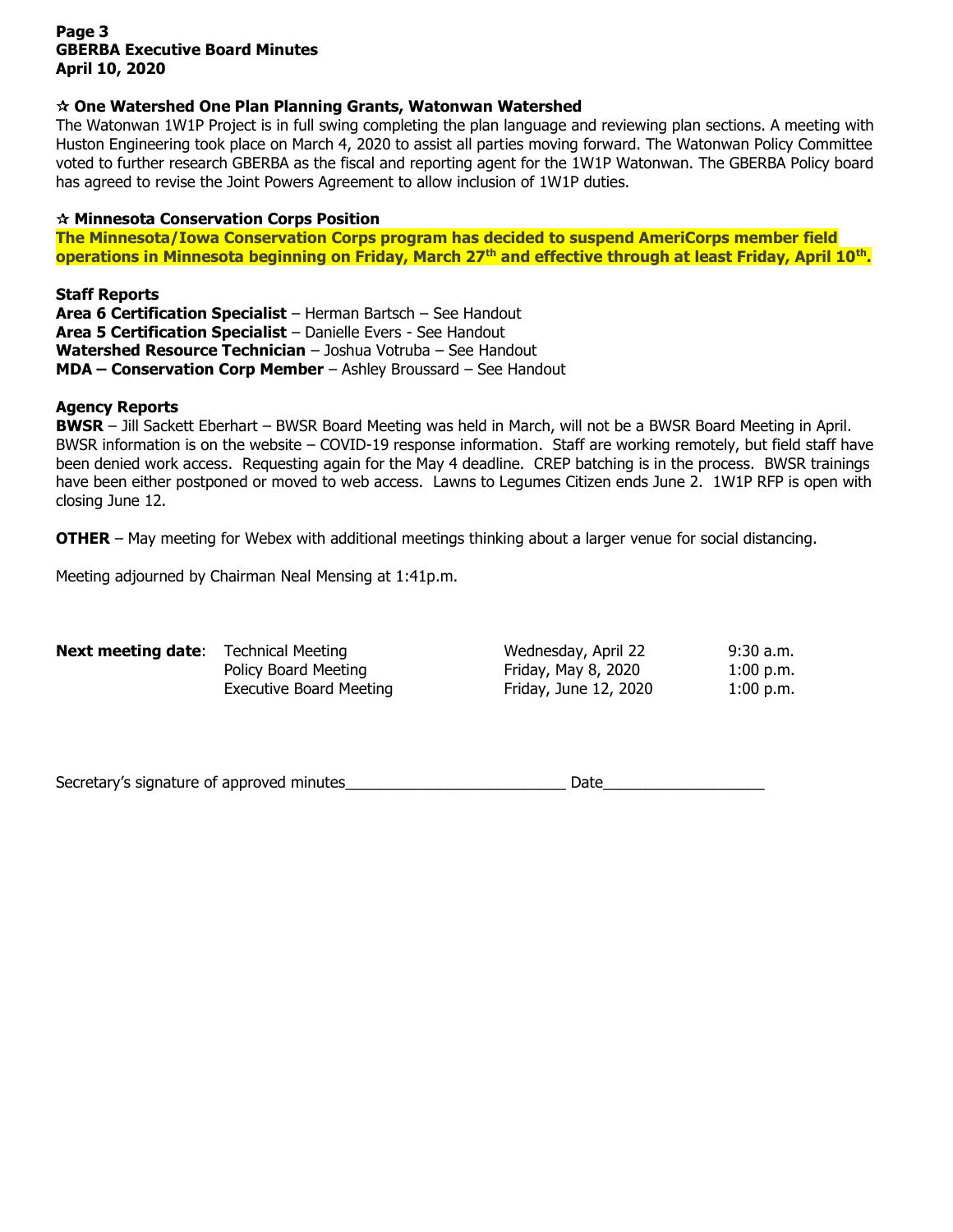### ☆ One Watershed One Plan Planning Grants, Watonwan Watershed

The Watonwan 1W1P Project is in full swing completing the plan language and reviewing plan sections. A meeting with Huston Engineering took place on March 4, 2020 to assist all parties moving forward. The Watonwan Policy Committee voted to further research GBERBA as the fiscal and reporting agent for the 1W1P Watonwan. The GBERBA Policy board has agreed to revise the Joint Powers Agreement to allow inclusion of 1W1P duties.

### ☆ Minnesota Conservation Corps Position

**The Minnesota/Iowa Conservation Corps program has decided to suspend AmeriCorps member field operations in Minnesota beginning on Friday, March 27th and effective through at least Friday, April 10th.**

**Staff Reports**

**Area 6 Certification Specialist** – Herman Bartsch – See Handout
**Area 5 Certification Specialist** – Danielle Evers - See Handout
**Watershed Resource Technician** – Joshua Votruba – See Handout
**MDA – Conservation Corp Member** – Ashley Broussard – See Handout

**Agency Reports**

**BWSR** – Jill Sackett Eberhart – BWSR Board Meeting was held in March, will not be a BWSR Board Meeting in April. BWSR information is on the website – COVID-19 response information. Staff are working remotely, but field staff have been denied work access. Requesting again for the May 4 deadline. CREP batching is in the process. BWSR trainings have been either postponed or moved to web access. Lawns to Legumes Citizen ends June 2. 1W1P RFP is open with closing June 12.

**OTHER** – May meeting for Webex with additional meetings thinking about a larger venue for social distancing.

Meeting adjourned by Chairman Neal Mensing at 1:41p.m.

| | | | |
|---|---|---|---|
| **Next meeting date**: | Technical Meeting | Wednesday, April 22 | 9:30 a.m. |
| | Policy Board Meeting | Friday, May 8, 2020 | 1:00 p.m. |
| | Executive Board Meeting | Friday, June 12, 2020 | 1:00 p.m. |

Secretary's signature of approved minutes_________________________ Date__________________